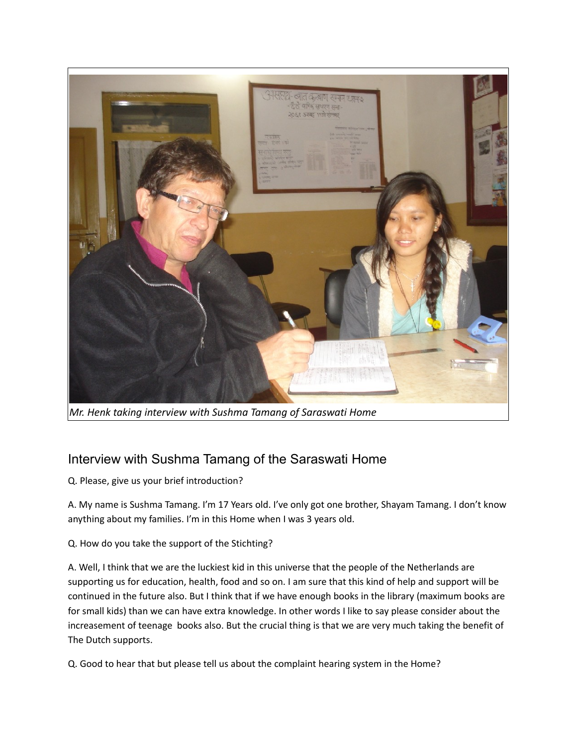*Mr. Henk taking interview with Sushma Tamang of Saraswati Home*

## Interview with Sushma Tamang of the Saraswati Home

Q. Please, give us your brief introduction?

A. My name is Sushma Tamang. I'm 17 Years old. I've only got one brother, Shayam Tamang. I don't know anything about my families. I'm in this Home when I was 3 years old.

Q. How do you take the support of the Stichting?

A. Well, I think that we are the luckiest kid in this universe that the people of the Netherlands are supporting us for education, health, food and so on. I am sure that this kind of help and support will be continued in the future also. But I think that if we have enough books in the library (maximum books are for small kids) than we can have extra knowledge. In other words I like to say please consider about the increasement of teenage books also. But the crucial thing is that we are very much taking the benefit of The Dutch supports.

Q. Good to hear that but please tell us about the complaint hearing system in the Home?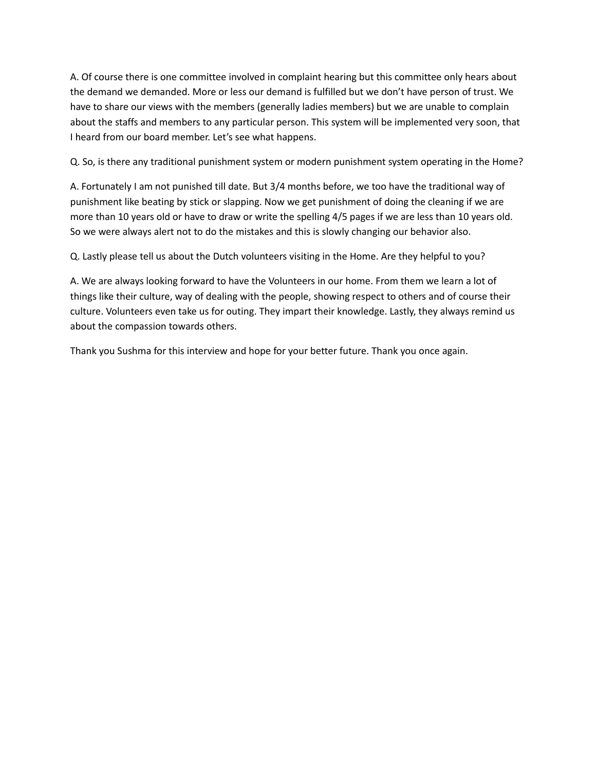A. Of course there is one committee involved in complaint hearing but this committee only hears about the demand we demanded. More or less our demand is fulfilled but we don't have person of trust. We have to share our views with the members (generally ladies members) but we are unable to complain about the staffs and members to any particular person. This system will be implemented very soon, that I heard from our board member. Let's see what happens.

Q. So, is there any traditional punishment system or modern punishment system operating in the Home?

A. Fortunately I am not punished till date. But 3/4 months before, we too have the traditional way of punishment like beating by stick or slapping. Now we get punishment of doing the cleaning if we are more than 10 years old or have to draw or write the spelling 4/5 pages if we are less than 10 years old. So we were always alert not to do the mistakes and this is slowly changing our behavior also.

Q. Lastly please tell us about the Dutch volunteers visiting in the Home. Are they helpful to you?

A. We are always looking forward to have the Volunteers in our home. From them we learn a lot of things like their culture, way of dealing with the people, showing respect to others and of course their culture. Volunteers even take us for outing. They impart their knowledge. Lastly, they always remind us about the compassion towards others.

Thank you Sushma for this interview and hope for your better future. Thank you once again.